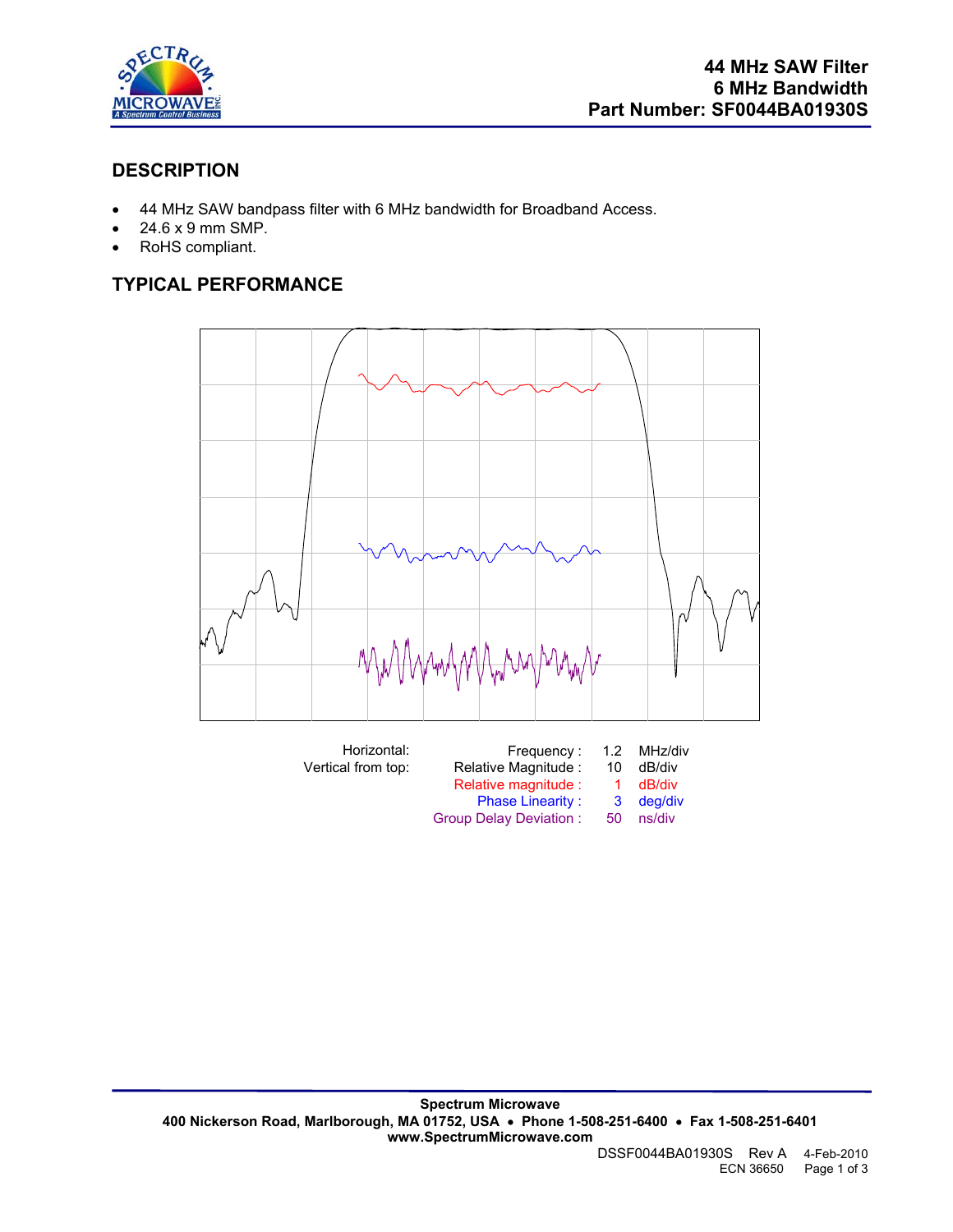**44 MHz SAW Filter**
**6 MHz Bandwidth**
**Part Number: SF0044BA01930S**

## DESCRIPTION

- 44 MHz SAW bandpass filter with 6 MHz bandwidth for Broadband Access.
- 24.6 x 9 mm SMP.
- RoHS compliant.

## TYPICAL PERFORMANCE

| | | | |
|---|---|---|---|
| Horizontal: | Frequency : | 1.2 | MHz/div |
| Vertical from top: | Relative Magnitude : | 10 | dB/div |
| | Relative magnitude : | 1 | dB/div |
| | Phase Linearity : | 3 | deg/div |
| | Group Delay Deviation : | 50 | ns/div |

**Spectrum Microwave**
**400 Nickerson Road, Marlborough, MA 01752, USA • Phone 1-508-251-6400 • Fax 1-508-251-6401**
**www.SpectrumMicrowave.com**

DSSF0044BA01930S Rev A 4-Feb-2010
ECN 36650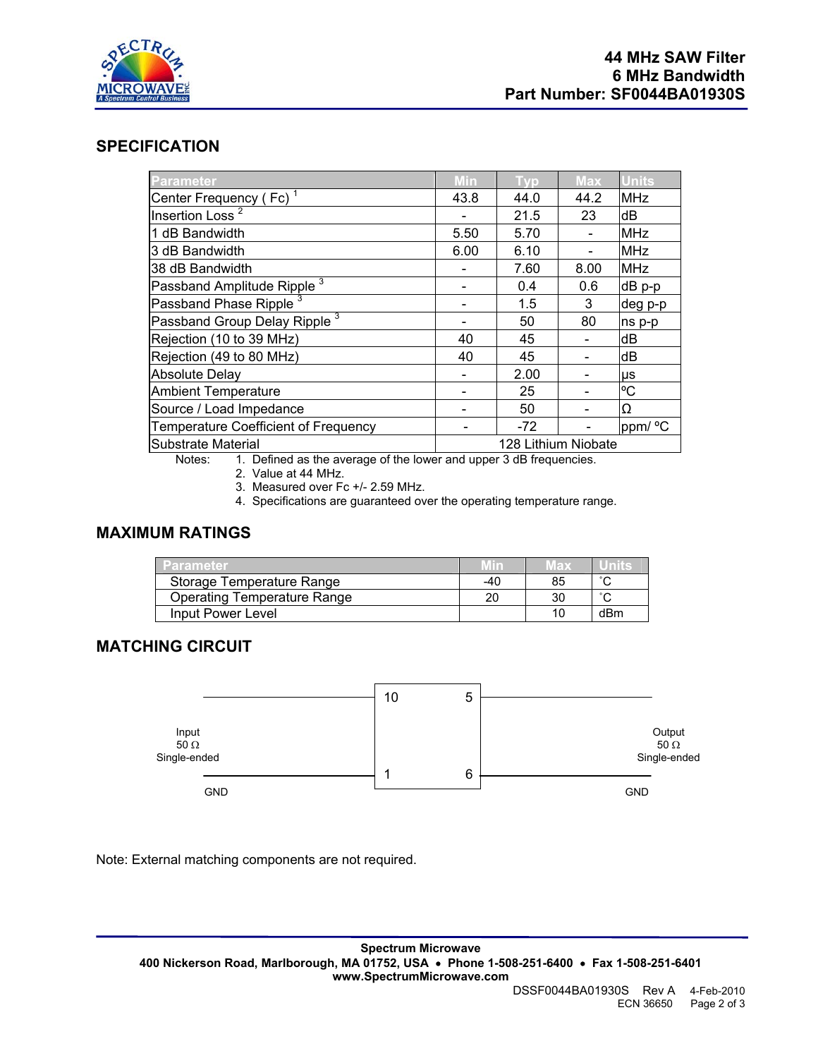# 44 MHz SAW Filter
# 6 MHz Bandwidth
# Part Number: SF0044BA01930S

## SPECIFICATION

| Parameter | Min | Typ | Max | Units |
|---|---|---|---|---|
| Center Frequency ( Fc) [1] | 43.8 | 44.0 | 44.2 | MHz |
| Insertion Loss [2] | - | 21.5 | 23 | dB |
| 1 dB Bandwidth | 5.50 | 5.70 | - | MHz |
| 3 dB Bandwidth | 6.00 | 6.10 | - | MHz |
| 38 dB Bandwidth | - | 7.60 | 8.00 | MHz |
| Passband Amplitude Ripple [3] | - | 0.4 | 0.6 | dB p-p |
| Passband Phase Ripple [3] | - | 1.5 | 3 | deg p-p |
| Passband Group Delay Ripple [3] | - | 50 | 80 | ns p-p |
| Rejection (10 to 39 MHz) | 40 | 45 | - | dB |
| Rejection (49 to 80 MHz) | 40 | 45 | - | dB |
| Absolute Delay | - | 2.00 | - | µs |
| Ambient Temperature | - | 25 | - | ºC |
| Source / Load Impedance | - | 50 | - | Ω |
| Temperature Coefficient of Frequency | - | -72 | - | ppm/ ºC |
| Substrate Material | 128 Lithium Niobate | | | |

Notes:
1. Defined as the average of the lower and upper 3 dB frequencies.
2. Value at 44 MHz.
3. Measured over Fc +/- 2.59 MHz.
4. Specifications are guaranteed over the operating temperature range.

## MAXIMUM RATINGS

| Parameter | Min | Max | Units |
|---|---|---|---|
| Storage Temperature Range | -40 | 85 | ˚C |
| Operating Temperature Range | 20 | 30 | ˚C |
| Input Power Level | | 10 | dBm |

## MATCHING CIRCUIT

Input 50 Ω Single-ended — pins 10 (signal) and 1 (GND)

Output 50 Ω Single-ended — pins 5 (signal) and 6 (GND)

Note: External matching components are not required.

**Spectrum Microwave**
**400 Nickerson Road, Marlborough, MA 01752, USA • Phone 1-508-251-6400 • Fax 1-508-251-6401**
**www.SpectrumMicrowave.com**

DSSF0044BA01930S Rev A 4-Feb-2010
ECN 36650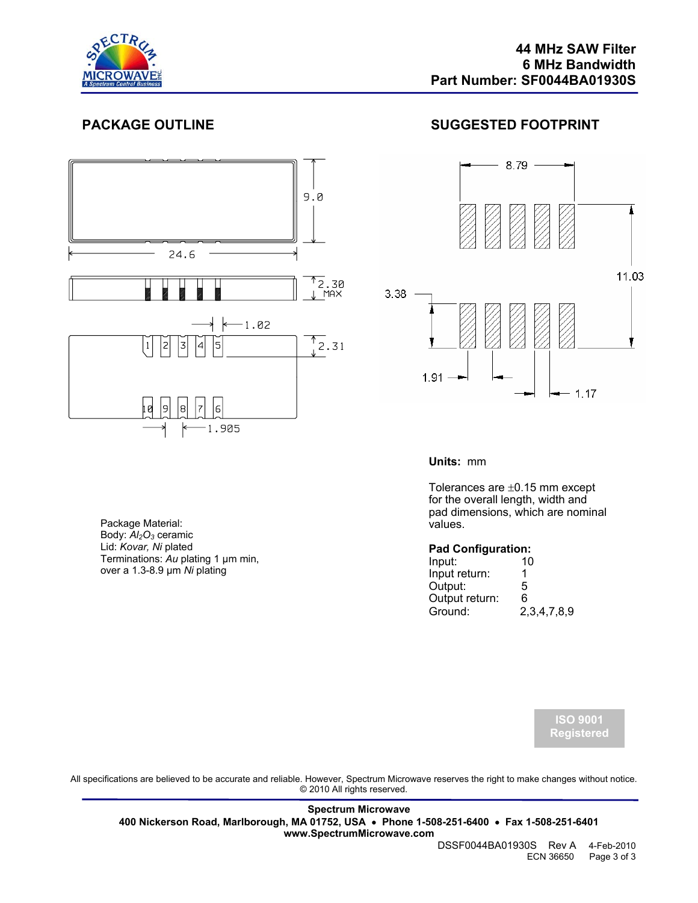## PACKAGE OUTLINE

9.0

24.6

2.30 MAX

1.02

2.31

1 2 3 4 5

10 9 8 7 6

1.905

## SUGGESTED FOOTPRINT

8.79

11.03

3.38

1.91

1.17

Package Material:
Body: $Al_2O_3$ ceramic
Lid: *Kovar, Ni* plated
Terminations: *Au* plating 1 µm min, over a 1.3-8.9 µm *Ni* plating

**Units:** mm

Tolerances are ±0.15 mm except for the overall length, width and pad dimensions, which are nominal values.

**Pad Configuration:**

| | |
|---|---|
| Input: | 10 |
| Input return: | 1 |
| Output: | 5 |
| Output return: | 6 |
| Ground: | 2,3,4,7,8,9 |

ISO 9001 Registered

All specifications are believed to be accurate and reliable. However, Spectrum Microwave reserves the right to make changes without notice.
© 2010 All rights reserved.

**Spectrum Microwave**
**400 Nickerson Road, Marlborough, MA 01752, USA • Phone 1-508-251-6400 • Fax 1-508-251-6401**
**www.SpectrumMicrowave.com**

DSSF0044BA01930S Rev A 4-Feb-2010
ECN 36650